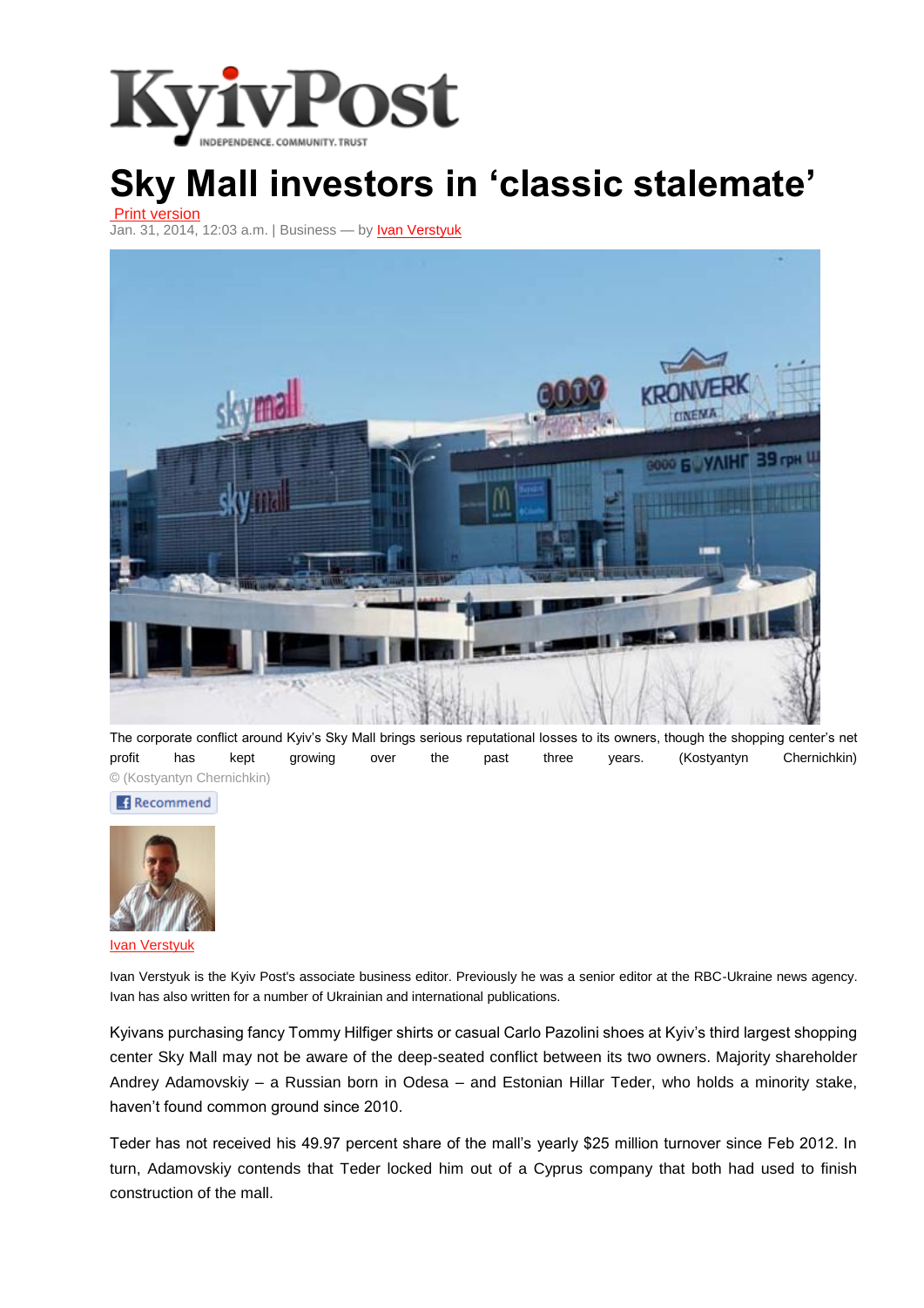# Sky Mall investors in 'classic stalemate'

Print version

Jan. 31, 2014, 12:03 a.m. | Business — by Ivan Verstyuk

The corporate conflict around Kyiv's Sky Mall brings serious reputational losses to its owners, though the shopping center's net profit has kept growing over the past three years. (Kostyantyn Chernichkin)

© (Kostyantyn Chernichkin)

Recommend

Ivan Verstyuk

Ivan Verstyuk is the Kyiv Post's associate business editor. Previously he was a senior editor at the RBC-Ukraine news agency. Ivan has also written for a number of Ukrainian and international publications.

Kyivans purchasing fancy Tommy Hilfiger shirts or casual Carlo Pazolini shoes at Kyiv's third largest shopping center Sky Mall may not be aware of the deep-seated conflict between its two owners. Majority shareholder Andrey Adamovskiy – a Russian born in Odesa – and Estonian Hillar Teder, who holds a minority stake, haven't found common ground since 2010.

Teder has not received his 49.97 percent share of the mall's yearly $25 million turnover since Feb 2012. In turn, Adamovskiy contends that Teder locked him out of a Cyprus company that both had used to finish construction of the mall.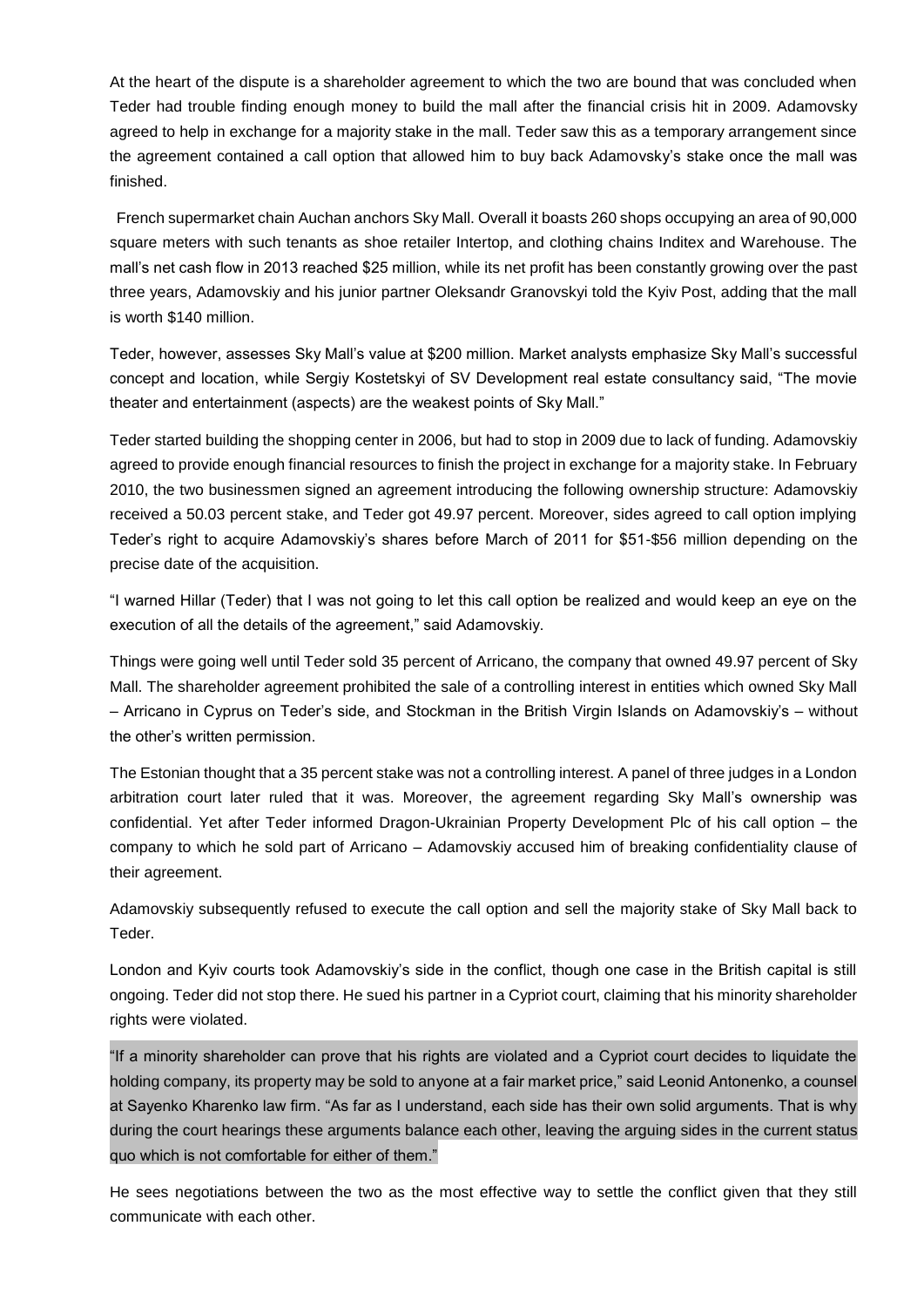At the heart of the dispute is a shareholder agreement to which the two are bound that was concluded when Teder had trouble finding enough money to build the mall after the financial crisis hit in 2009. Adamovsky agreed to help in exchange for a majority stake in the mall. Teder saw this as a temporary arrangement since the agreement contained a call option that allowed him to buy back Adamovsky's stake once the mall was finished.

French supermarket chain Auchan anchors Sky Mall. Overall it boasts 260 shops occupying an area of 90,000 square meters with such tenants as shoe retailer Intertop, and clothing chains Inditex and Warehouse. The mall's net cash flow in 2013 reached $25 million, while its net profit has been constantly growing over the past three years, Adamovskiy and his junior partner Oleksandr Granovskyi told the Kyiv Post, adding that the mall is worth $140 million.

Teder, however, assesses Sky Mall's value at $200 million. Market analysts emphasize Sky Mall's successful concept and location, while Sergiy Kostetskyi of SV Development real estate consultancy said, "The movie theater and entertainment (aspects) are the weakest points of Sky Mall."

Teder started building the shopping center in 2006, but had to stop in 2009 due to lack of funding. Adamovskiy agreed to provide enough financial resources to finish the project in exchange for a majority stake. In February 2010, the two businessmen signed an agreement introducing the following ownership structure: Adamovskiy received a 50.03 percent stake, and Teder got 49.97 percent. Moreover, sides agreed to call option implying Teder's right to acquire Adamovskiy's shares before March of 2011 for $51-$56 million depending on the precise date of the acquisition.

"I warned Hillar (Teder) that I was not going to let this call option be realized and would keep an eye on the execution of all the details of the agreement," said Adamovskiy.

Things were going well until Teder sold 35 percent of Arricano, the company that owned 49.97 percent of Sky Mall. The shareholder agreement prohibited the sale of a controlling interest in entities which owned Sky Mall – Arricano in Cyprus on Teder's side, and Stockman in the British Virgin Islands on Adamovskiy's – without the other's written permission.

The Estonian thought that a 35 percent stake was not a controlling interest. A panel of three judges in a London arbitration court later ruled that it was. Moreover, the agreement regarding Sky Mall's ownership was confidential. Yet after Teder informed Dragon-Ukrainian Property Development Plc of his call option – the company to which he sold part of Arricano – Adamovskiy accused him of breaking confidentiality clause of their agreement.

Adamovskiy subsequently refused to execute the call option and sell the majority stake of Sky Mall back to Teder.

London and Kyiv courts took Adamovskiy's side in the conflict, though one case in the British capital is still ongoing. Teder did not stop there. He sued his partner in a Cypriot court, claiming that his minority shareholder rights were violated.

"If a minority shareholder can prove that his rights are violated and a Cypriot court decides to liquidate the holding company, its property may be sold to anyone at a fair market price," said Leonid Antonenko, a counsel at Sayenko Kharenko law firm. "As far as I understand, each side has their own solid arguments. That is why during the court hearings these arguments balance each other, leaving the arguing sides in the current status quo which is not comfortable for either of them."

He sees negotiations between the two as the most effective way to settle the conflict given that they still communicate with each other.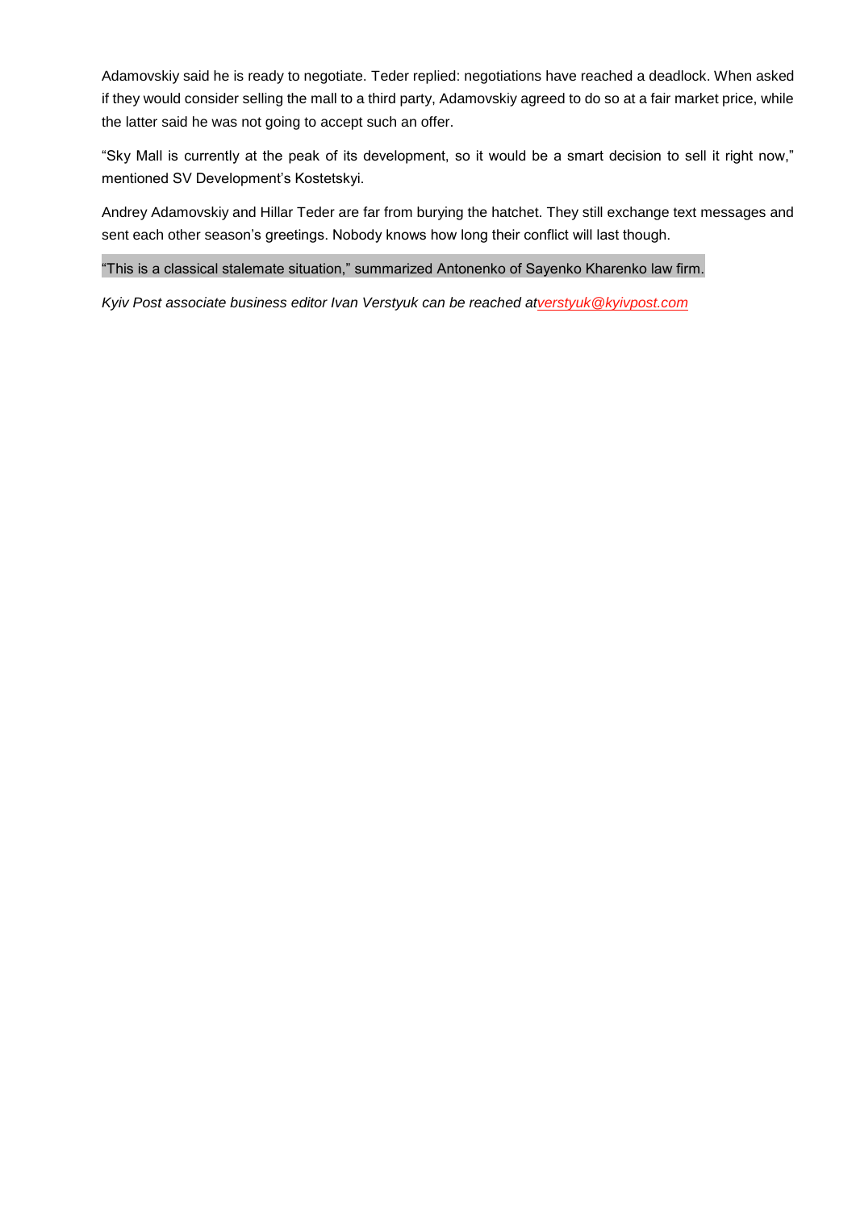Adamovskiy said he is ready to negotiate. Teder replied: negotiations have reached a deadlock. When asked if they would consider selling the mall to a third party, Adamovskiy agreed to do so at a fair market price, while the latter said he was not going to accept such an offer.

“Sky Mall is currently at the peak of its development, so it would be a smart decision to sell it right now,” mentioned SV Development’s Kostetskyi.

Andrey Adamovskiy and Hillar Teder are far from burying the hatchet. They still exchange text messages and sent each other season’s greetings. Nobody knows how long their conflict will last though.

“This is a classical stalemate situation,” summarized Antonenko of Sayenko Kharenko law firm.

*Kyiv Post associate business editor Ivan Verstyuk can be reached atverstyuk@kyivpost.com*